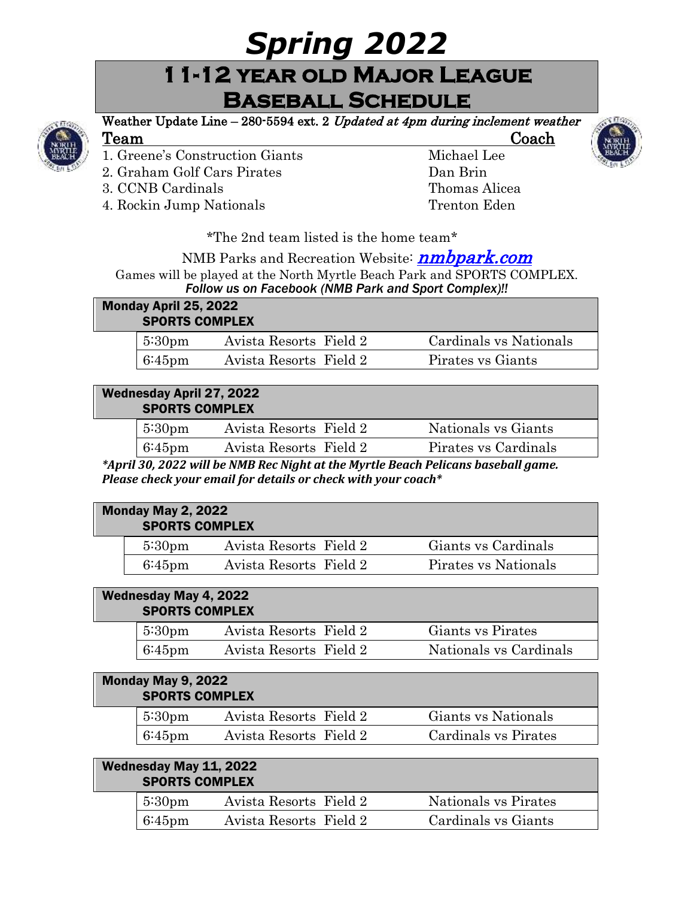# Spring 2022

## 11-12 year old Major League Baseball Schedule

Weather Update Line – 280-5594 ext. 2 *Updated at 4pm during inclement weather*

| Team | Coach |
|---|---|
| 1. Greene's Construction Giants | Michael Lee |
| 2. Graham Golf Cars Pirates | Dan Brin |
| 3. CCNB Cardinals | Thomas Alicea |
| 4. Rockin Jump Nationals | Trenton Eden |

*The 2nd team listed is the home team*

NMB Parks and Recreation Website: ***nmbpark.com***

Games will be played at the North Myrtle Beach Park and SPORTS COMPLEX.

***Follow us on Facebook (NMB Park and Sport Complex)!!***

**Monday April 25, 2022**
**SPORTS COMPLEX**

| Time | Field | Game |
|---|---|---|
| 5:30pm | Avista Resorts Field 2 | Cardinals vs Nationals |
| 6:45pm | Avista Resorts Field 2 | Pirates vs Giants |

**Wednesday April 27, 2022**
**SPORTS COMPLEX**

| Time | Field | Game |
|---|---|---|
| 5:30pm | Avista Resorts Field 2 | Nationals vs Giants |
| 6:45pm | Avista Resorts Field 2 | Pirates vs Cardinals |

***April 30, 2022 will be NMB Rec Night at the Myrtle Beach Pelicans baseball game. Please check your email for details or check with your coach***

**Monday May 2, 2022**
**SPORTS COMPLEX**

| Time | Field | Game |
|---|---|---|
| 5:30pm | Avista Resorts Field 2 | Giants vs Cardinals |
| 6:45pm | Avista Resorts Field 2 | Pirates vs Nationals |

**Wednesday May 4, 2022**
**SPORTS COMPLEX**

| Time | Field | Game |
|---|---|---|
| 5:30pm | Avista Resorts Field 2 | Giants vs Pirates |
| 6:45pm | Avista Resorts Field 2 | Nationals vs Cardinals |

**Monday May 9, 2022**
**SPORTS COMPLEX**

| Time | Field | Game |
|---|---|---|
| 5:30pm | Avista Resorts Field 2 | Giants vs Nationals |
| 6:45pm | Avista Resorts Field 2 | Cardinals vs Pirates |

**Wednesday May 11, 2022**
**SPORTS COMPLEX**

| Time | Field | Game |
|---|---|---|
| 5:30pm | Avista Resorts Field 2 | Nationals vs Pirates |
| 6:45pm | Avista Resorts Field 2 | Cardinals vs Giants |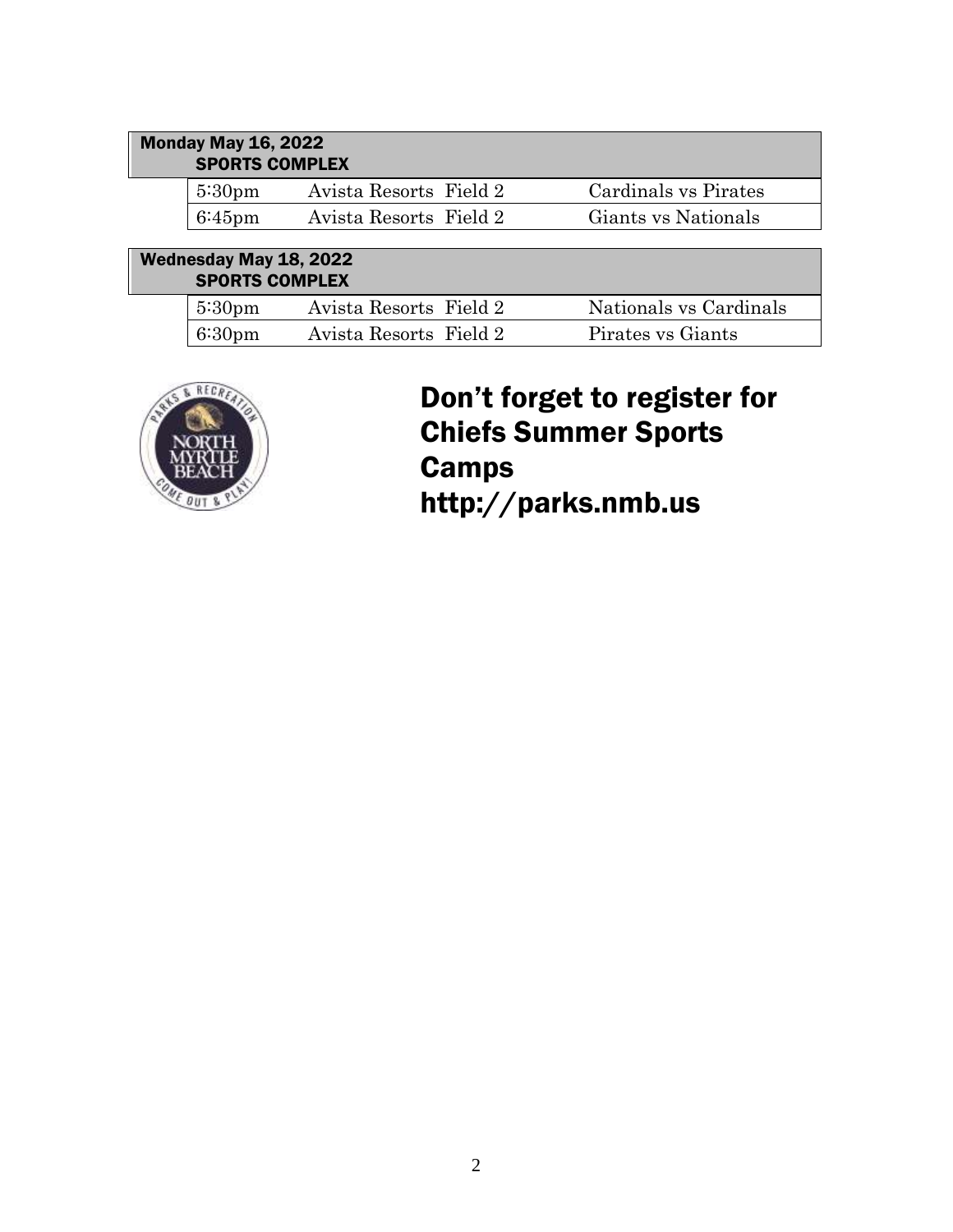**Monday May 16, 2022**
**SPORTS COMPLEX**

| | | |
|---|---|---|
| 5:30pm | Avista Resorts Field 2 | Cardinals vs Pirates |
| 6:45pm | Avista Resorts Field 2 | Giants vs Nationals |

**Wednesday May 18, 2022**
**SPORTS COMPLEX**

| | | |
|---|---|---|
| 5:30pm | Avista Resorts Field 2 | Nationals vs Cardinals |
| 6:30pm | Avista Resorts Field 2 | Pirates vs Giants |

## Don't forget to register for Chiefs Summer Sports Camps http://parks.nmb.us